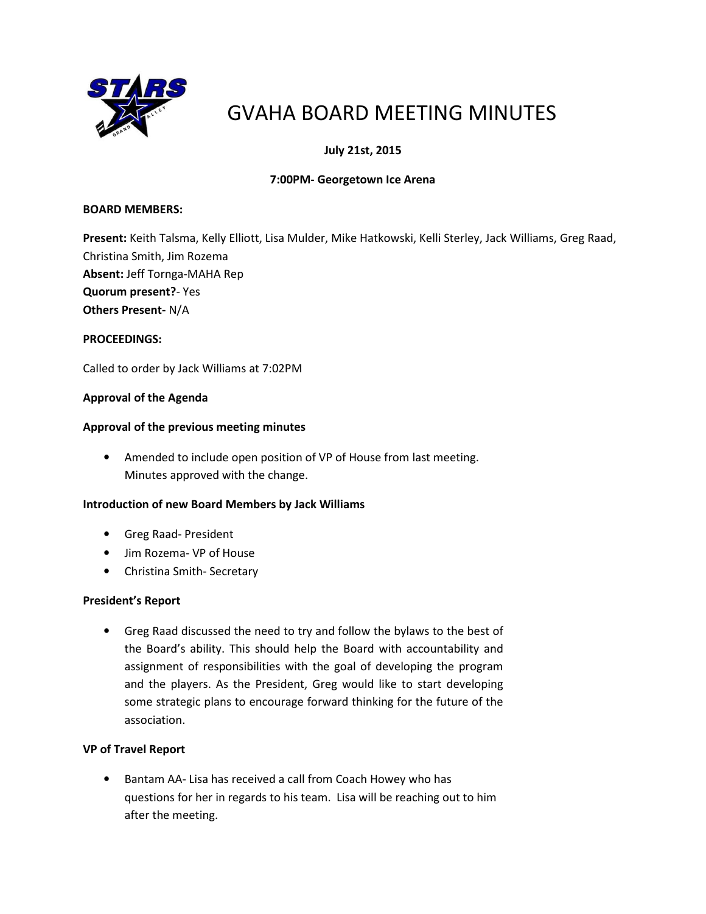# GVAHA BOARD MEETING MINUTES

**July 21st, 2015**

**7:00PM- Georgetown Ice Arena**

**BOARD MEMBERS:**

**Present:** Keith Talsma, Kelly Elliott, Lisa Mulder, Mike Hatkowski, Kelli Sterley, Jack Williams, Greg Raad, Christina Smith, Jim Rozema
**Absent:** Jeff Tornga-MAHA Rep
**Quorum present?**- Yes
**Others Present-** N/A

**PROCEEDINGS:**

Called to order by Jack Williams at 7:02PM

**Approval of the Agenda**

**Approval of the previous meeting minutes**

- Amended to include open position of VP of House from last meeting. Minutes approved with the change.

**Introduction of new Board Members by Jack Williams**

- Greg Raad- President
- Jim Rozema- VP of House
- Christina Smith- Secretary

**President's Report**

- Greg Raad discussed the need to try and follow the bylaws to the best of the Board's ability. This should help the Board with accountability and assignment of responsibilities with the goal of developing the program and the players. As the President, Greg would like to start developing some strategic plans to encourage forward thinking for the future of the association.

**VP of Travel Report**

- Bantam AA- Lisa has received a call from Coach Howey who has questions for her in regards to his team. Lisa will be reaching out to him after the meeting.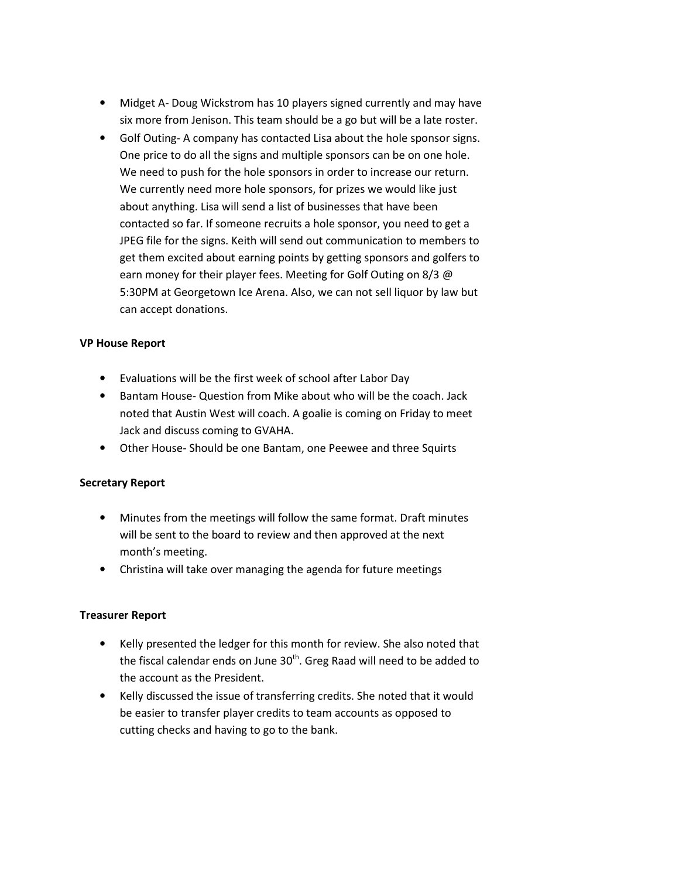- Midget A- Doug Wickstrom has 10 players signed currently and may have six more from Jenison. This team should be a go but will be a late roster.
- Golf Outing- A company has contacted Lisa about the hole sponsor signs. One price to do all the signs and multiple sponsors can be on one hole. We need to push for the hole sponsors in order to increase our return. We currently need more hole sponsors, for prizes we would like just about anything. Lisa will send a list of businesses that have been contacted so far. If someone recruits a hole sponsor, you need to get a JPEG file for the signs. Keith will send out communication to members to get them excited about earning points by getting sponsors and golfers to earn money for their player fees. Meeting for Golf Outing on 8/3 @ 5:30PM at Georgetown Ice Arena. Also, we can not sell liquor by law but can accept donations.

**VP House Report**

- Evaluations will be the first week of school after Labor Day
- Bantam House- Question from Mike about who will be the coach. Jack noted that Austin West will coach. A goalie is coming on Friday to meet Jack and discuss coming to GVAHA.
- Other House- Should be one Bantam, one Peewee and three Squirts

**Secretary Report**

- Minutes from the meetings will follow the same format. Draft minutes will be sent to the board to review and then approved at the next month's meeting.
- Christina will take over managing the agenda for future meetings

**Treasurer Report**

- Kelly presented the ledger for this month for review. She also noted that the fiscal calendar ends on June 30th. Greg Raad will need to be added to the account as the President.
- Kelly discussed the issue of transferring credits. She noted that it would be easier to transfer player credits to team accounts as opposed to cutting checks and having to go to the bank.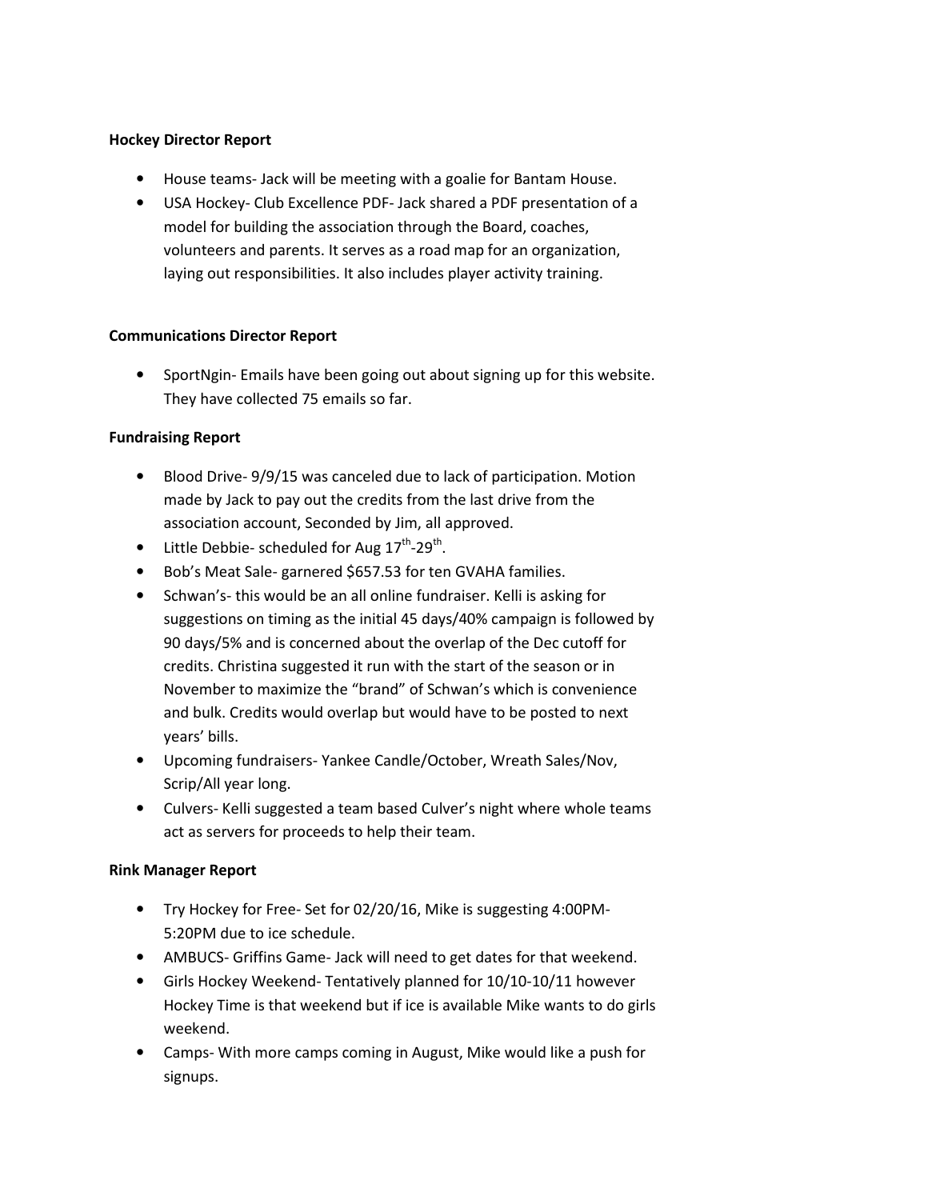**Hockey Director Report**

- House teams- Jack will be meeting with a goalie for Bantam House.
- USA Hockey- Club Excellence PDF- Jack shared a PDF presentation of a model for building the association through the Board, coaches, volunteers and parents. It serves as a road map for an organization, laying out responsibilities. It also includes player activity training.

**Communications Director Report**

- SportNgin- Emails have been going out about signing up for this website. They have collected 75 emails so far.

**Fundraising Report**

- Blood Drive- 9/9/15 was canceled due to lack of participation. Motion made by Jack to pay out the credits from the last drive from the association account, Seconded by Jim, all approved.
- Little Debbie- scheduled for Aug 17th-29th.
- Bob's Meat Sale- garnered $657.53 for ten GVAHA families.
- Schwan's- this would be an all online fundraiser. Kelli is asking for suggestions on timing as the initial 45 days/40% campaign is followed by 90 days/5% and is concerned about the overlap of the Dec cutoff for credits. Christina suggested it run with the start of the season or in November to maximize the "brand" of Schwan's which is convenience and bulk. Credits would overlap but would have to be posted to next years' bills.
- Upcoming fundraisers- Yankee Candle/October, Wreath Sales/Nov, Scrip/All year long.
- Culvers- Kelli suggested a team based Culver's night where whole teams act as servers for proceeds to help their team.

**Rink Manager Report**

- Try Hockey for Free- Set for 02/20/16, Mike is suggesting 4:00PM-5:20PM due to ice schedule.
- AMBUCS- Griffins Game- Jack will need to get dates for that weekend.
- Girls Hockey Weekend- Tentatively planned for 10/10-10/11 however Hockey Time is that weekend but if ice is available Mike wants to do girls weekend.
- Camps- With more camps coming in August, Mike would like a push for signups.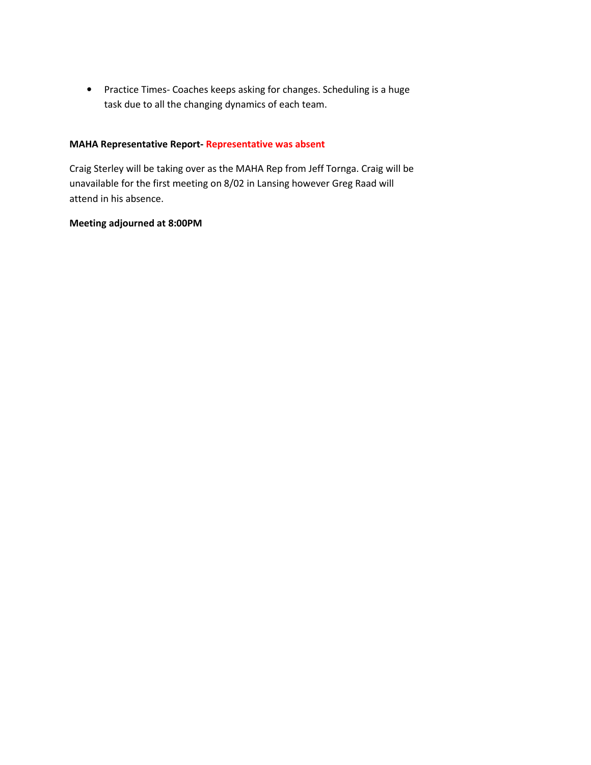- Practice Times- Coaches keeps asking for changes. Scheduling is a huge task due to all the changing dynamics of each team.

**MAHA Representative Report- Representative was absent**

Craig Sterley will be taking over as the MAHA Rep from Jeff Tornga. Craig will be unavailable for the first meeting on 8/02 in Lansing however Greg Raad will attend in his absence.

**Meeting adjourned at 8:00PM**